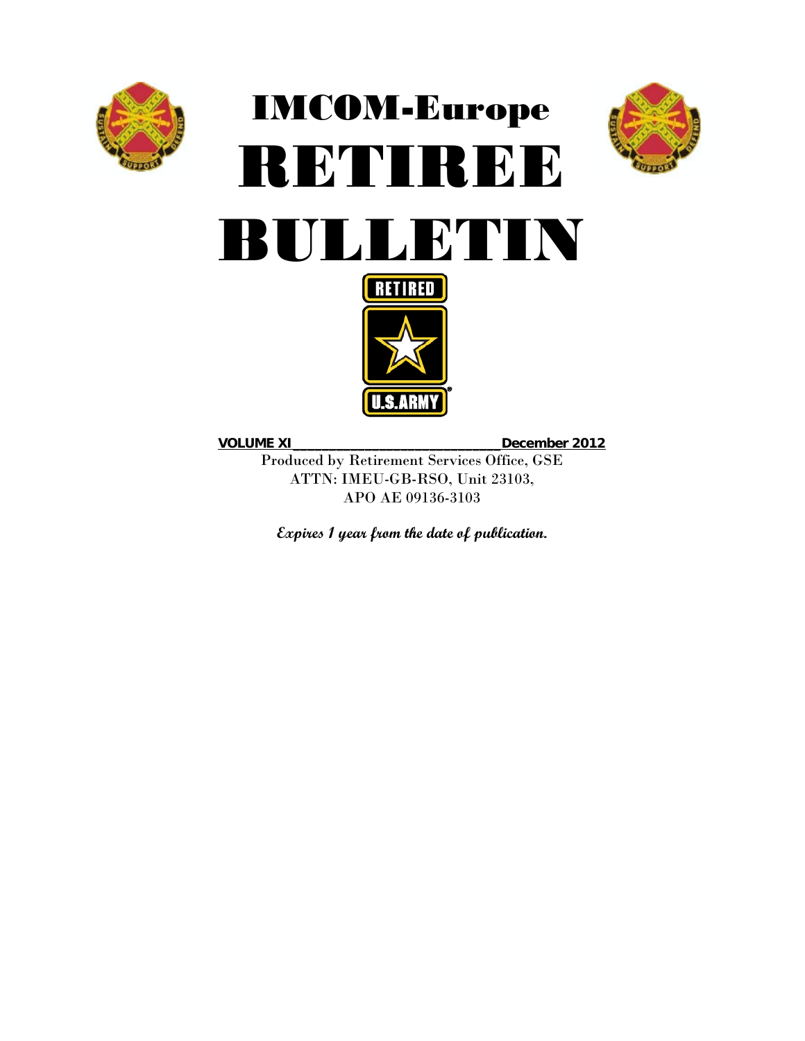# IMCOM-Europe RETIREE BULLETIN

RETIRED

U.S.ARMY

**VOLUME XI ____________________________ December 2012**

Produced by Retirement Services Office, GSE
ATTN: IMEU-GB-RSO, Unit 23103,
APO AE 09136-3103

***Expires 1 year from the date of publication.***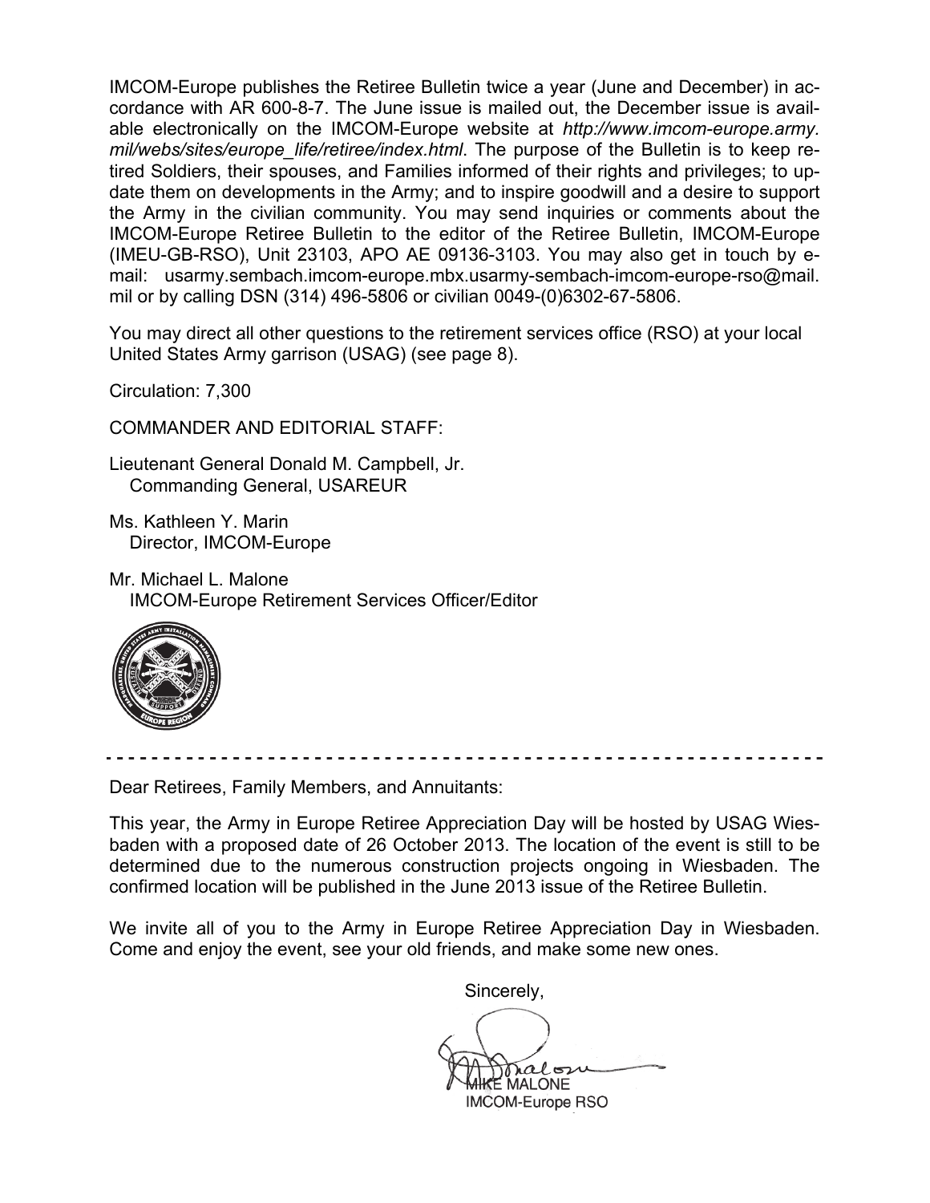IMCOM-Europe publishes the Retiree Bulletin twice a year (June and December) in accordance with AR 600-8-7. The June issue is mailed out, the December issue is available electronically on the IMCOM-Europe website at *http://www.imcom-europe.army.mil/webs/sites/europe_life/retiree/index.html*. The purpose of the Bulletin is to keep retired Soldiers, their spouses, and Families informed of their rights and privileges; to update them on developments in the Army; and to inspire goodwill and a desire to support the Army in the civilian community. You may send inquiries or comments about the IMCOM-Europe Retiree Bulletin to the editor of the Retiree Bulletin, IMCOM-Europe (IMEU-GB-RSO), Unit 23103, APO AE 09136-3103. You may also get in touch by e-mail: usarmy.sembach.imcom-europe.mbx.usarmy-sembach-imcom-europe-rso@mail.mil or by calling DSN (314) 496-5806 or civilian 0049-(0)6302-67-5806.

You may direct all other questions to the retirement services office (RSO) at your local United States Army garrison (USAG) (see page 8).

Circulation: 7,300

COMMANDER AND EDITORIAL STAFF:

Lieutenant General Donald M. Campbell, Jr.
Commanding General, USAREUR

Ms. Kathleen Y. Marin
Director, IMCOM-Europe

Mr. Michael L. Malone
IMCOM-Europe Retirement Services Officer/Editor

---

Dear Retirees, Family Members, and Annuitants:

This year, the Army in Europe Retiree Appreciation Day will be hosted by USAG Wiesbaden with a proposed date of 26 October 2013. The location of the event is still to be determined due to the numerous construction projects ongoing in Wiesbaden. The confirmed location will be published in the June 2013 issue of the Retiree Bulletin.

We invite all of you to the Army in Europe Retiree Appreciation Day in Wiesbaden. Come and enjoy the event, see your old friends, and make some new ones.

Sincerely,

MIKE MALONE
IMCOM-Europe RSO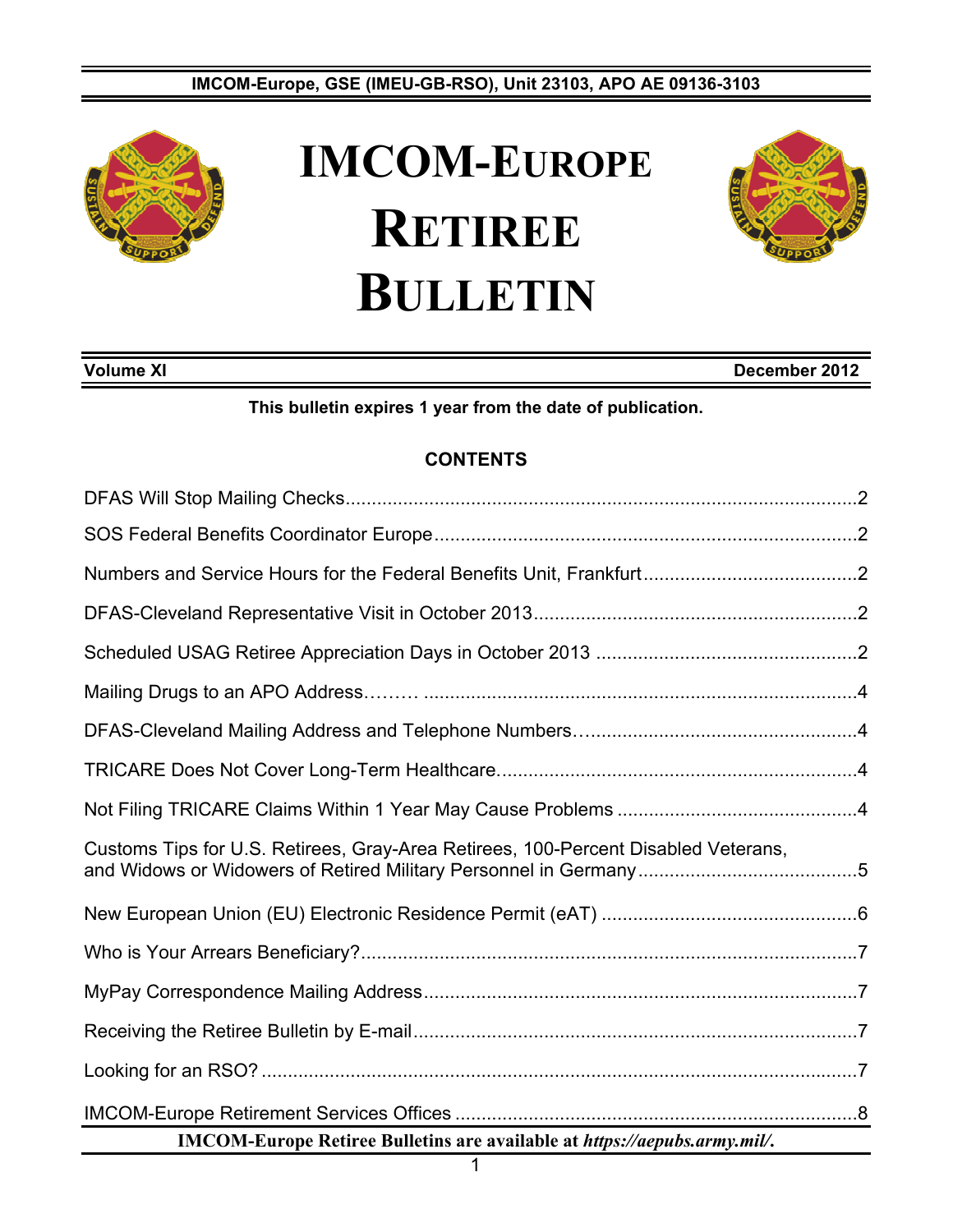IMCOM-Europe, GSE (IMEU-GB-RSO), Unit 23103, APO AE 09136-3103

# IMCOM-Europe Retiree Bulletin

**Volume XI** | **December 2012**

**This bulletin expires 1 year from the date of publication.**

## CONTENTS

DFAS Will Stop Mailing Checks....2

SOS Federal Benefits Coordinator Europe....2

Numbers and Service Hours for the Federal Benefits Unit, Frankfurt....2

DFAS-Cleveland Representative Visit in October 2013....2

Scheduled USAG Retiree Appreciation Days in October 2013....2

Mailing Drugs to an APO Address……… ....4

DFAS-Cleveland Mailing Address and Telephone Numbers…....4

TRICARE Does Not Cover Long-Term Healthcare....4

Not Filing TRICARE Claims Within 1 Year May Cause Problems....4

Customs Tips for U.S. Retirees, Gray-Area Retirees, 100-Percent Disabled Veterans, and Widows or Widowers of Retired Military Personnel in Germany....5

New European Union (EU) Electronic Residence Permit (eAT)....6

Who is Your Arrears Beneficiary?....7

MyPay Correspondence Mailing Address....7

Receiving the Retiree Bulletin by E-mail....7

Looking for an RSO?....7

IMCOM-Europe Retirement Services Offices....8

**IMCOM-Europe Retiree Bulletins are available at *https://aepubs.army.mil/*.**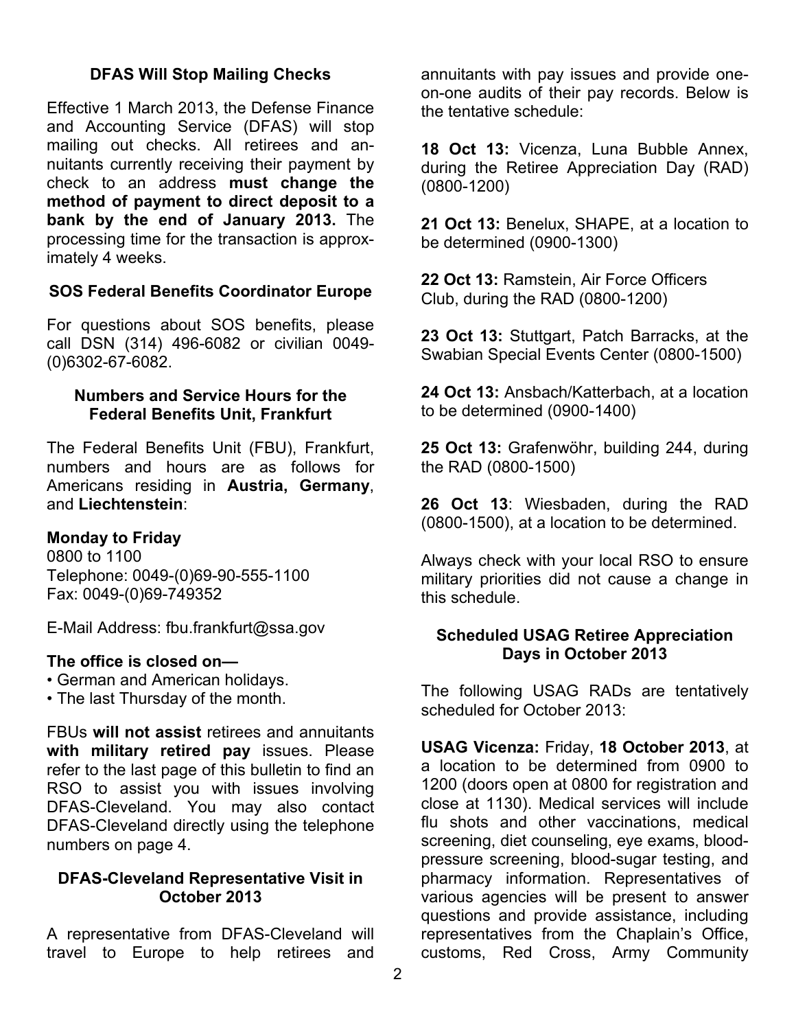### DFAS Will Stop Mailing Checks

Effective 1 March 2013, the Defense Finance and Accounting Service (DFAS) will stop mailing out checks. All retirees and annuitants currently receiving their payment by check to an address **must change the method of payment to direct deposit to a bank by the end of January 2013.** The processing time for the transaction is approximately 4 weeks.

### SOS Federal Benefits Coordinator Europe

For questions about SOS benefits, please call DSN (314) 496-6082 or civilian 0049-(0)6302-67-6082.

### Numbers and Service Hours for the Federal Benefits Unit, Frankfurt

The Federal Benefits Unit (FBU), Frankfurt, numbers and hours are as follows for Americans residing in **Austria, Germany**, and **Liechtenstein**:

**Monday to Friday**
0800 to 1100
Telephone: 0049-(0)69-90-555-1100
Fax: 0049-(0)69-749352

E-Mail Address: fbu.frankfurt@ssa.gov

**The office is closed on—**

- German and American holidays.
- The last Thursday of the month.

FBUs **will not assist** retirees and annuitants **with military retired pay** issues. Please refer to the last page of this bulletin to find an RSO to assist you with issues involving DFAS-Cleveland. You may also contact DFAS-Cleveland directly using the telephone numbers on page 4.

### DFAS-Cleveland Representative Visit in October 2013

A representative from DFAS-Cleveland will travel to Europe to help retirees and annuitants with pay issues and provide one-on-one audits of their pay records. Below is the tentative schedule:

**18 Oct 13:** Vicenza, Luna Bubble Annex, during the Retiree Appreciation Day (RAD) (0800-1200)

**21 Oct 13:** Benelux, SHAPE, at a location to be determined (0900-1300)

**22 Oct 13:** Ramstein, Air Force Officers Club, during the RAD (0800-1200)

**23 Oct 13:** Stuttgart, Patch Barracks, at the Swabian Special Events Center (0800-1500)

**24 Oct 13:** Ansbach/Katterbach, at a location to be determined (0900-1400)

**25 Oct 13:** Grafenwöhr, building 244, during the RAD (0800-1500)

**26 Oct 13**: Wiesbaden, during the RAD (0800-1500), at a location to be determined.

Always check with your local RSO to ensure military priorities did not cause a change in this schedule.

### Scheduled USAG Retiree Appreciation Days in October 2013

The following USAG RADs are tentatively scheduled for October 2013:

**USAG Vicenza:** Friday, **18 October 2013**, at a location to be determined from 0900 to 1200 (doors open at 0800 for registration and close at 1130). Medical services will include flu shots and other vaccinations, medical screening, diet counseling, eye exams, blood-pressure screening, blood-sugar testing, and pharmacy information. Representatives of various agencies will be present to answer questions and provide assistance, including representatives from the Chaplain's Office, customs, Red Cross, Army Community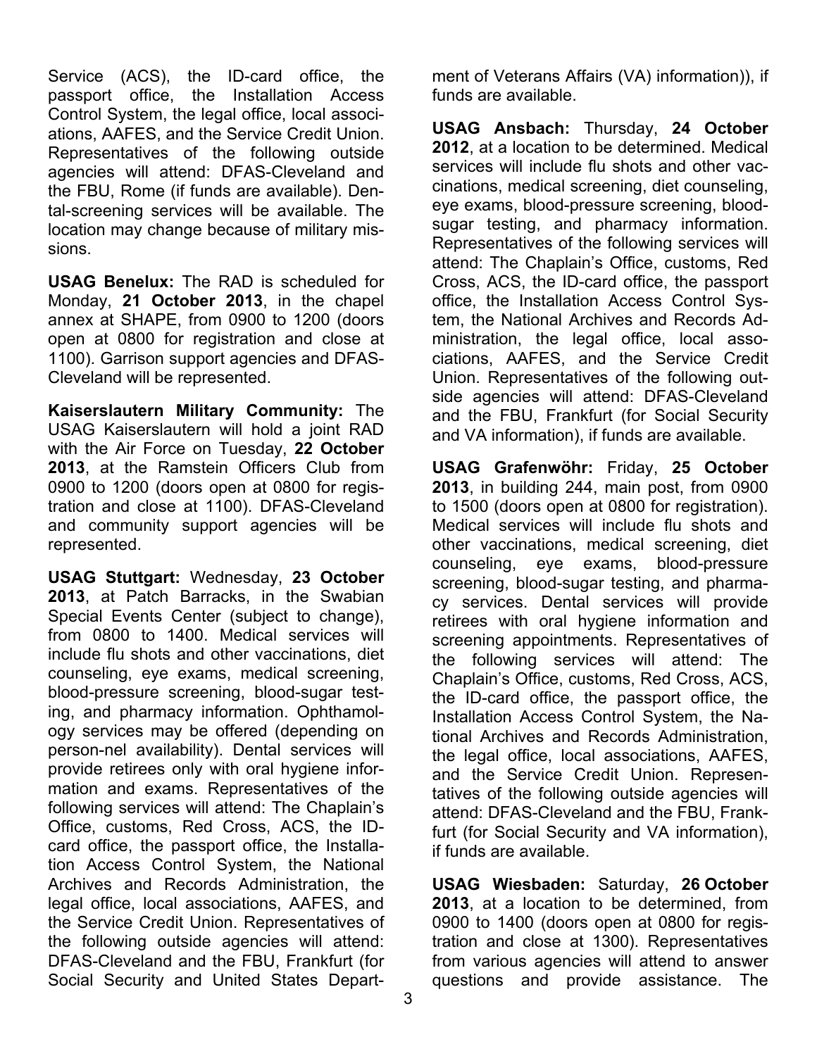Service (ACS), the ID-card office, the passport office, the Installation Access Control System, the legal office, local associations, AAFES, and the Service Credit Union. Representatives of the following outside agencies will attend: DFAS-Cleveland and the FBU, Rome (if funds are available). Dental-screening services will be available. The location may change because of military missions.

**USAG Benelux:** The RAD is scheduled for Monday, **21 October 2013**, in the chapel annex at SHAPE, from 0900 to 1200 (doors open at 0800 for registration and close at 1100). Garrison support agencies and DFAS-Cleveland will be represented.

**Kaiserslautern Military Community:** The USAG Kaiserslautern will hold a joint RAD with the Air Force on Tuesday, **22 October 2013**, at the Ramstein Officers Club from 0900 to 1200 (doors open at 0800 for registration and close at 1100). DFAS-Cleveland and community support agencies will be represented.

**USAG Stuttgart:** Wednesday, **23 October 2013**, at Patch Barracks, in the Swabian Special Events Center (subject to change), from 0800 to 1400. Medical services will include flu shots and other vaccinations, diet counseling, eye exams, medical screening, blood-pressure screening, blood-sugar testing, and pharmacy information. Ophthamology services may be offered (depending on person-nel availability). Dental services will provide retirees only with oral hygiene information and exams. Representatives of the following services will attend: The Chaplain's Office, customs, Red Cross, ACS, the ID-card office, the passport office, the Installation Access Control System, the National Archives and Records Administration, the legal office, local associations, AAFES, and the Service Credit Union. Representatives of the following outside agencies will attend: DFAS-Cleveland and the FBU, Frankfurt (for Social Security and United States Department of Veterans Affairs (VA) information)), if funds are available.

**USAG Ansbach:** Thursday, **24 October 2012**, at a location to be determined. Medical services will include flu shots and other vaccinations, medical screening, diet counseling, eye exams, blood-pressure screening, blood-sugar testing, and pharmacy information. Representatives of the following services will attend: The Chaplain's Office, customs, Red Cross, ACS, the ID-card office, the passport office, the Installation Access Control System, the National Archives and Records Administration, the legal office, local associations, AAFES, and the Service Credit Union. Representatives of the following outside agencies will attend: DFAS-Cleveland and the FBU, Frankfurt (for Social Security and VA information), if funds are available.

**USAG Grafenwöhr:** Friday, **25 October 2013**, in building 244, main post, from 0900 to 1500 (doors open at 0800 for registration). Medical services will include flu shots and other vaccinations, medical screening, diet counseling, eye exams, blood-pressure screening, blood-sugar testing, and pharmacy services. Dental services will provide retirees with oral hygiene information and screening appointments. Representatives of the following services will attend: The Chaplain's Office, customs, Red Cross, ACS, the ID-card office, the passport office, the Installation Access Control System, the National Archives and Records Administration, the legal office, local associations, AAFES, and the Service Credit Union. Representatives of the following outside agencies will attend: DFAS-Cleveland and the FBU, Frankfurt (for Social Security and VA information), if funds are available.

**USAG Wiesbaden:** Saturday, **26 October 2013**, at a location to be determined, from 0900 to 1400 (doors open at 0800 for registration and close at 1300). Representatives from various agencies will attend to answer questions and provide assistance. The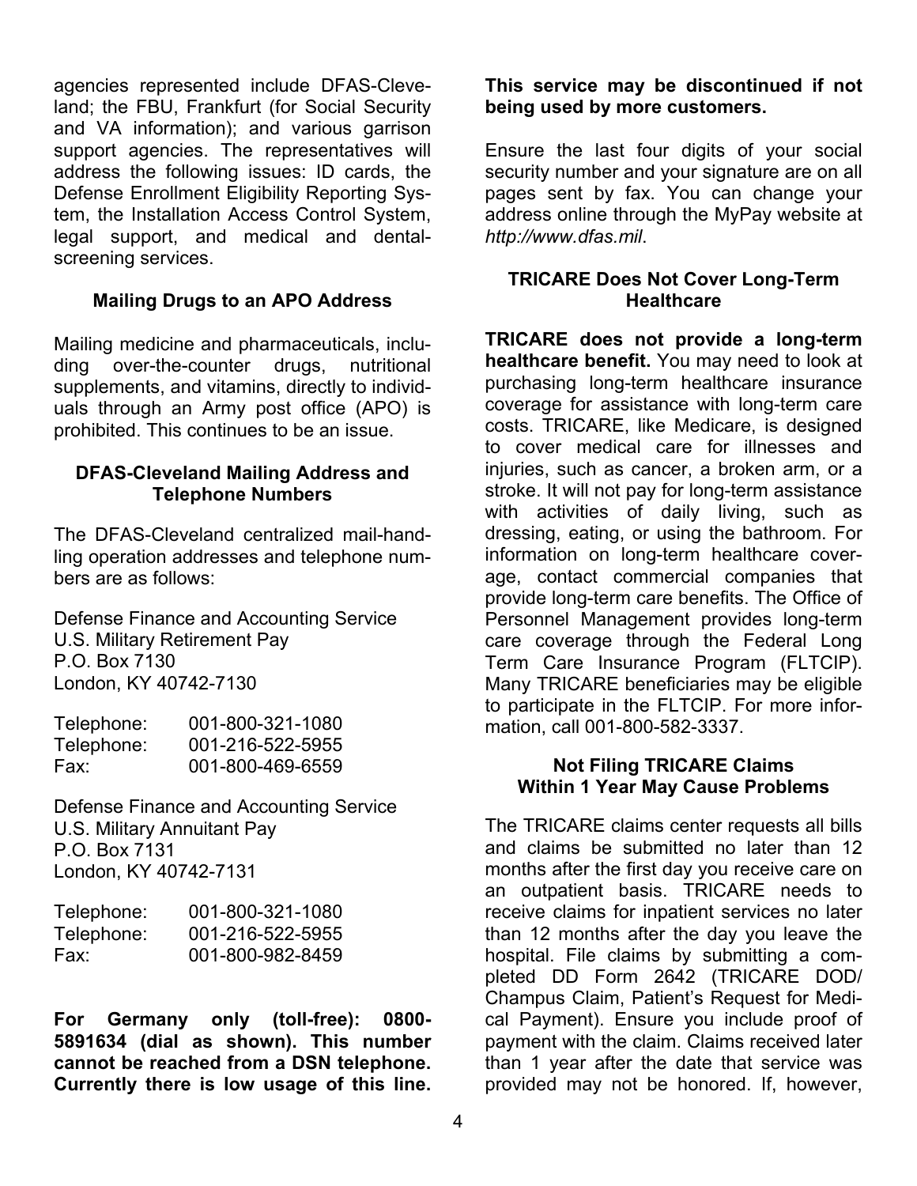agencies represented include DFAS-Cleveland; the FBU, Frankfurt (for Social Security and VA information); and various garrison support agencies. The representatives will address the following issues: ID cards, the Defense Enrollment Eligibility Reporting System, the Installation Access Control System, legal support, and medical and dental-screening services.

### Mailing Drugs to an APO Address

Mailing medicine and pharmaceuticals, including over-the-counter drugs, nutritional supplements, and vitamins, directly to individuals through an Army post office (APO) is prohibited. This continues to be an issue.

### DFAS-Cleveland Mailing Address and Telephone Numbers

The DFAS-Cleveland centralized mail-handling operation addresses and telephone numbers are as follows:

Defense Finance and Accounting Service
U.S. Military Retirement Pay
P.O. Box 7130
London, KY 40742-7130

| | |
|---|---|
| Telephone: | 001-800-321-1080 |
| Telephone: | 001-216-522-5955 |
| Fax: | 001-800-469-6559 |

Defense Finance and Accounting Service
U.S. Military Annuitant Pay
P.O. Box 7131
London, KY 40742-7131

| | |
|---|---|
| Telephone: | 001-800-321-1080 |
| Telephone: | 001-216-522-5955 |
| Fax: | 001-800-982-8459 |

**For Germany only (toll-free): 0800-5891634 (dial as shown). This number cannot be reached from a DSN telephone. Currently there is low usage of this line. This service may be discontinued if not being used by more customers.**

Ensure the last four digits of your social security number and your signature are on all pages sent by fax. You can change your address online through the MyPay website at *http://www.dfas.mil*.

### TRICARE Does Not Cover Long-Term Healthcare

**TRICARE does not provide a long-term healthcare benefit.** You may need to look at purchasing long-term healthcare insurance coverage for assistance with long-term care costs. TRICARE, like Medicare, is designed to cover medical care for illnesses and injuries, such as cancer, a broken arm, or a stroke. It will not pay for long-term assistance with activities of daily living, such as dressing, eating, or using the bathroom. For information on long-term healthcare coverage, contact commercial companies that provide long-term care benefits. The Office of Personnel Management provides long-term care coverage through the Federal Long Term Care Insurance Program (FLTCIP). Many TRICARE beneficiaries may be eligible to participate in the FLTCIP. For more information, call 001-800-582-3337.

### Not Filing TRICARE Claims Within 1 Year May Cause Problems

The TRICARE claims center requests all bills and claims be submitted no later than 12 months after the first day you receive care on an outpatient basis. TRICARE needs to receive claims for inpatient services no later than 12 months after the day you leave the hospital. File claims by submitting a completed DD Form 2642 (TRICARE DOD/Champus Claim, Patient's Request for Medical Payment). Ensure you include proof of payment with the claim. Claims received later than 1 year after the date that service was provided may not be honored. If, however,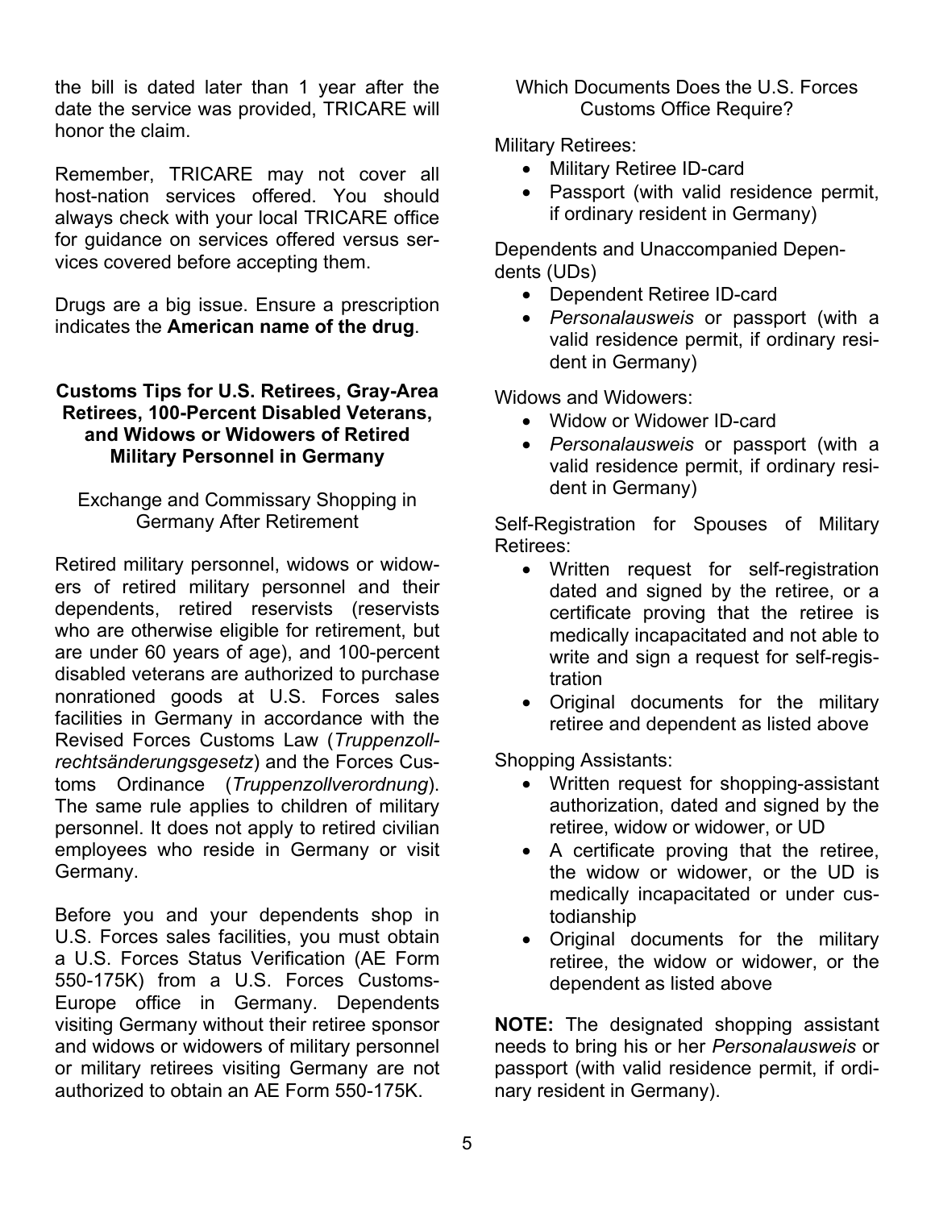the bill is dated later than 1 year after the date the service was provided, TRICARE will honor the claim.

Remember, TRICARE may not cover all host-nation services offered. You should always check with your local TRICARE office for guidance on services offered versus services covered before accepting them.

Drugs are a big issue. Ensure a prescription indicates the **American name of the drug**.

### Customs Tips for U.S. Retirees, Gray-Area Retirees, 100-Percent Disabled Veterans, and Widows or Widowers of Retired Military Personnel in Germany

#### Exchange and Commissary Shopping in Germany After Retirement

Retired military personnel, widows or widowers of retired military personnel and their dependents, retired reservists (reservists who are otherwise eligible for retirement, but are under 60 years of age), and 100-percent disabled veterans are authorized to purchase nonrationed goods at U.S. Forces sales facilities in Germany in accordance with the Revised Forces Customs Law (*Truppenzollrechtsänderungsgesetz*) and the Forces Customs Ordinance (*Truppenzollverordnung*). The same rule applies to children of military personnel. It does not apply to retired civilian employees who reside in Germany or visit Germany.

Before you and your dependents shop in U.S. Forces sales facilities, you must obtain a U.S. Forces Status Verification (AE Form 550-175K) from a U.S. Forces Customs-Europe office in Germany. Dependents visiting Germany without their retiree sponsor and widows or widowers of military personnel or military retirees visiting Germany are not authorized to obtain an AE Form 550-175K.

#### Which Documents Does the U.S. Forces Customs Office Require?

Military Retirees:

- Military Retiree ID-card
- Passport (with valid residence permit, if ordinary resident in Germany)

Dependents and Unaccompanied Dependents (UDs)

- Dependent Retiree ID-card
- *Personalausweis* or passport (with a valid residence permit, if ordinary resident in Germany)

Widows and Widowers:

- Widow or Widower ID-card
- *Personalausweis* or passport (with a valid residence permit, if ordinary resident in Germany)

Self-Registration for Spouses of Military Retirees:

- Written request for self-registration dated and signed by the retiree, or a certificate proving that the retiree is medically incapacitated and not able to write and sign a request for self-registration
- Original documents for the military retiree and dependent as listed above

Shopping Assistants:

- Written request for shopping-assistant authorization, dated and signed by the retiree, widow or widower, or UD
- A certificate proving that the retiree, the widow or widower, or the UD is medically incapacitated or under custodianship
- Original documents for the military retiree, the widow or widower, or the dependent as listed above

**NOTE:** The designated shopping assistant needs to bring his or her *Personalausweis* or passport (with valid residence permit, if ordinary resident in Germany).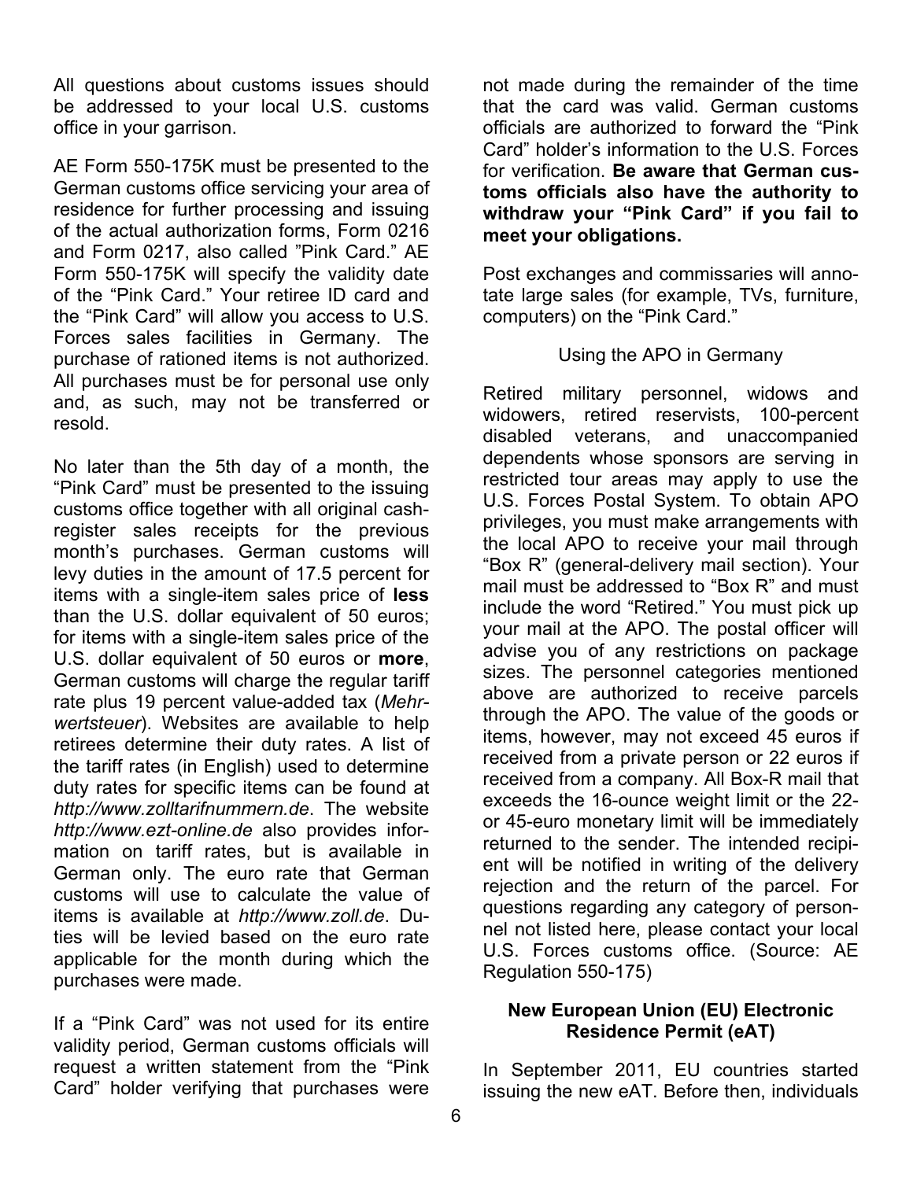All questions about customs issues should be addressed to your local U.S. customs office in your garrison.

AE Form 550-175K must be presented to the German customs office servicing your area of residence for further processing and issuing of the actual authorization forms, Form 0216 and Form 0217, also called "Pink Card." AE Form 550-175K will specify the validity date of the "Pink Card." Your retiree ID card and the "Pink Card" will allow you access to U.S. Forces sales facilities in Germany. The purchase of rationed items is not authorized. All purchases must be for personal use only and, as such, may not be transferred or resold.

No later than the 5th day of a month, the "Pink Card" must be presented to the issuing customs office together with all original cash-register sales receipts for the previous month's purchases. German customs will levy duties in the amount of 17.5 percent for items with a single-item sales price of **less** than the U.S. dollar equivalent of 50 euros; for items with a single-item sales price of the U.S. dollar equivalent of 50 euros or **more**, German customs will charge the regular tariff rate plus 19 percent value-added tax (*Mehrwertsteuer*). Websites are available to help retirees determine their duty rates. A list of the tariff rates (in English) used to determine duty rates for specific items can be found at *http://www.zolltarifnummern.de*. The website *http://www.ezt-online.de* also provides information on tariff rates, but is available in German only. The euro rate that German customs will use to calculate the value of items is available at *http://www.zoll.de*. Duties will be levied based on the euro rate applicable for the month during which the purchases were made.

If a "Pink Card" was not used for its entire validity period, German customs officials will request a written statement from the "Pink Card" holder verifying that purchases were not made during the remainder of the time that the card was valid. German customs officials are authorized to forward the "Pink Card" holder's information to the U.S. Forces for verification. **Be aware that German customs officials also have the authority to withdraw your "Pink Card" if you fail to meet your obligations.**

Post exchanges and commissaries will annotate large sales (for example, TVs, furniture, computers) on the "Pink Card."

Using the APO in Germany

Retired military personnel, widows and widowers, retired reservists, 100-percent disabled veterans, and unaccompanied dependents whose sponsors are serving in restricted tour areas may apply to use the U.S. Forces Postal System. To obtain APO privileges, you must make arrangements with the local APO to receive your mail through "Box R" (general-delivery mail section). Your mail must be addressed to "Box R" and must include the word "Retired." You must pick up your mail at the APO. The postal officer will advise you of any restrictions on package sizes. The personnel categories mentioned above are authorized to receive parcels through the APO. The value of the goods or items, however, may not exceed 45 euros if received from a private person or 22 euros if received from a company. All Box-R mail that exceeds the 16-ounce weight limit or the 22- or 45-euro monetary limit will be immediately returned to the sender. The intended recipient will be notified in writing of the delivery rejection and the return of the parcel. For questions regarding any category of personnel not listed here, please contact your local U.S. Forces customs office. (Source: AE Regulation 550-175)

## New European Union (EU) Electronic Residence Permit (eAT)

In September 2011, EU countries started issuing the new eAT. Before then, individuals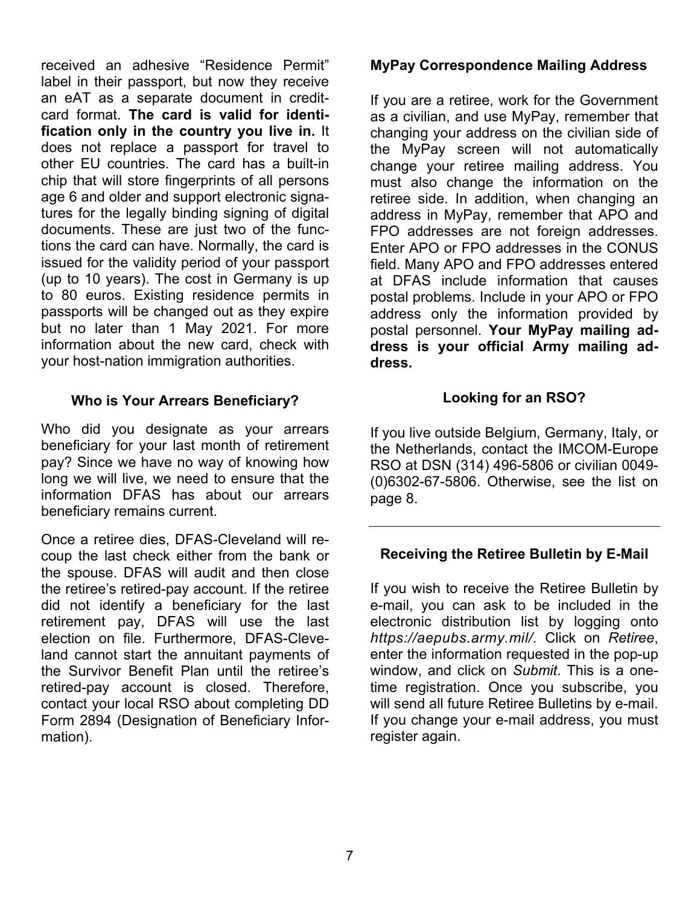received an adhesive "Residence Permit" label in their passport, but now they receive an eAT as a separate document in credit-card format. **The card is valid for identification only in the country you live in.** It does not replace a passport for travel to other EU countries. The card has a built-in chip that will store fingerprints of all persons age 6 and older and support electronic signatures for the legally binding signing of digital documents. These are just two of the functions the card can have. Normally, the card is issued for the validity period of your passport (up to 10 years). The cost in Germany is up to 80 euros. Existing residence permits in passports will be changed out as they expire but no later than 1 May 2021. For more information about the new card, check with your host-nation immigration authorities.

### Who is Your Arrears Beneficiary?

Who did you designate as your arrears beneficiary for your last month of retirement pay? Since we have no way of knowing how long we will live, we need to ensure that the information DFAS has about our arrears beneficiary remains current.

Once a retiree dies, DFAS-Cleveland will recoup the last check either from the bank or the spouse. DFAS will audit and then close the retiree's retired-pay account. If the retiree did not identify a beneficiary for the last retirement pay, DFAS will use the last election on file. Furthermore, DFAS-Cleveland cannot start the annuitant payments of the Survivor Benefit Plan until the retiree's retired-pay account is closed. Therefore, contact your local RSO about completing DD Form 2894 (Designation of Beneficiary Information).

### MyPay Correspondence Mailing Address

If you are a retiree, work for the Government as a civilian, and use MyPay, remember that changing your address on the civilian side of the MyPay screen will not automatically change your retiree mailing address. You must also change the information on the retiree side. In addition, when changing an address in MyPay, remember that APO and FPO addresses are not foreign addresses. Enter APO or FPO addresses in the CONUS field. Many APO and FPO addresses entered at DFAS include information that causes postal problems. Include in your APO or FPO address only the information provided by postal personnel. **Your MyPay mailing address is your official Army mailing address.**

### Looking for an RSO?

If you live outside Belgium, Germany, Italy, or the Netherlands, contact the IMCOM-Europe RSO at DSN (314) 496-5806 or civilian 0049-(0)6302-67-5806. Otherwise, see the list on page 8.

---

### Receiving the Retiree Bulletin by E-Mail

If you wish to receive the Retiree Bulletin by e-mail, you can ask to be included in the electronic distribution list by logging onto *https://aepubs.army.mil/*. Click on *Retiree*, enter the information requested in the pop-up window, and click on *Submit*. This is a one-time registration. Once you subscribe, you will send all future Retiree Bulletins by e-mail. If you change your e-mail address, you must register again.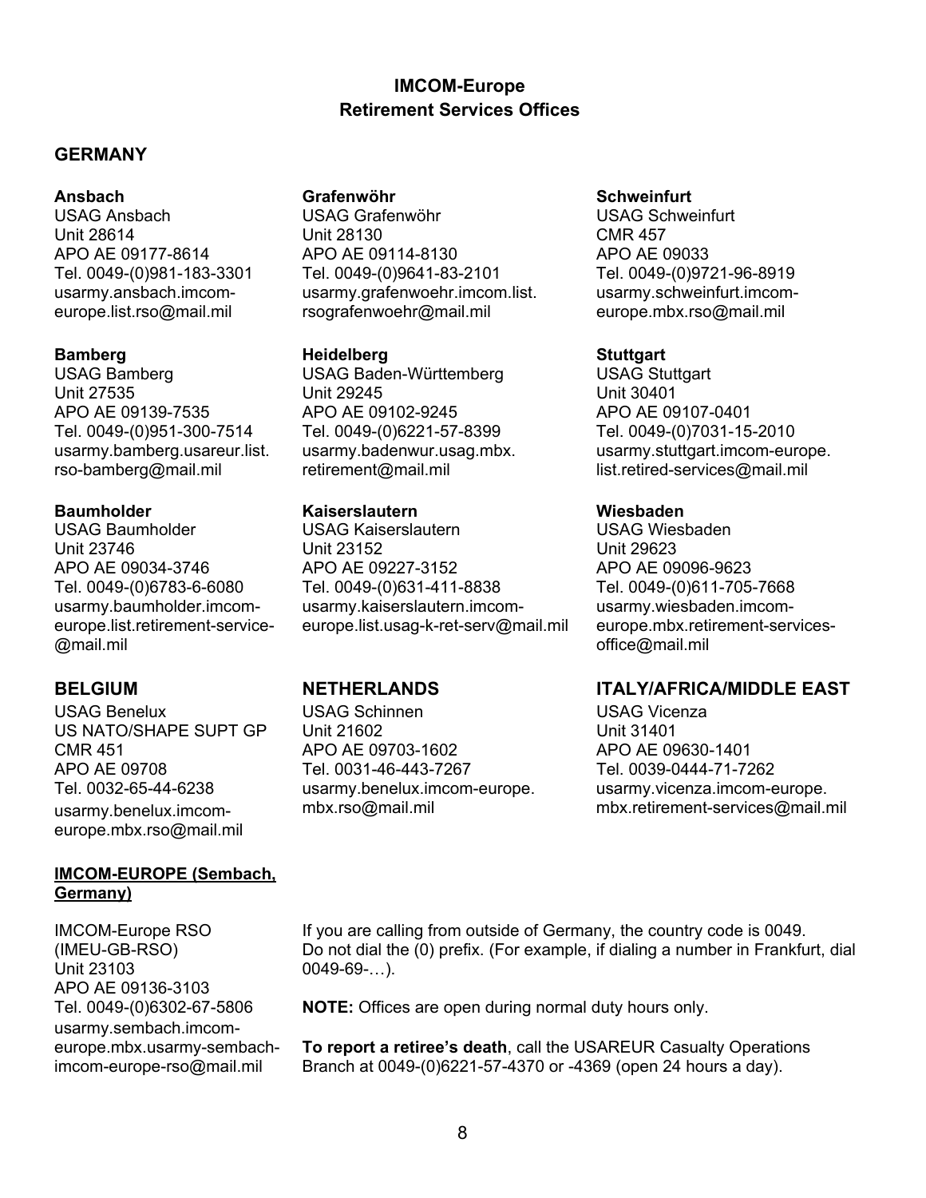# IMCOM-Europe
# Retirement Services Offices

## GERMANY

**Ansbach**
USAG Ansbach
Unit 28614
APO AE 09177-8614
Tel. 0049-(0)981-183-3301
usarmy.ansbach.imcom-europe.list.rso@mail.mil

**Bamberg**
USAG Bamberg
Unit 27535
APO AE 09139-7535
Tel. 0049-(0)951-300-7514
usarmy.bamberg.usareur.list.rso-bamberg@mail.mil

**Baumholder**
USAG Baumholder
Unit 23746
APO AE 09034-3746
Tel. 0049-(0)6783-6-6080
usarmy.baumholder.imcom-europe.list.retirement-service-@mail.mil

**Grafenwöhr**
USAG Grafenwöhr
Unit 28130
APO AE 09114-8130
Tel. 0049-(0)9641-83-2101
usarmy.grafenwoehr.imcom.list.rsografenwoehr@mail.mil

**Heidelberg**
USAG Baden-Württemberg
Unit 29245
APO AE 09102-9245
Tel. 0049-(0)6221-57-8399
usarmy.badenwur.usag.mbx.retirement@mail.mil

**Kaiserslautern**
USAG Kaiserslautern
Unit 23152
APO AE 09227-3152
Tel. 0049-(0)631-411-8838
usarmy.kaiserslautern.imcom-europe.list.usag-k-ret-serv@mail.mil

**Schweinfurt**
USAG Schweinfurt
CMR 457
APO AE 09033
Tel. 0049-(0)9721-96-8919
usarmy.schweinfurt.imcom-europe.mbx.rso@mail.mil

**Stuttgart**
USAG Stuttgart
Unit 30401
APO AE 09107-0401
Tel. 0049-(0)7031-15-2010
usarmy.stuttgart.imcom-europe.list.retired-services@mail.mil

**Wiesbaden**
USAG Wiesbaden
Unit 29623
APO AE 09096-9623
Tel. 0049-(0)611-705-7668
usarmy.wiesbaden.imcom-europe.mbx.retirement-services-office@mail.mil

## BELGIUM

USAG Benelux
US NATO/SHAPE SUPT GP
CMR 451
APO AE 09708
Tel. 0032-65-44-6238
usarmy.benelux.imcom-europe.mbx.rso@mail.mil

## NETHERLANDS

USAG Schinnen
Unit 21602
APO AE 09703-1602
Tel. 0031-46-443-7267
usarmy.benelux.imcom-europe.mbx.rso@mail.mil

## ITALY/AFRICA/MIDDLE EAST

USAG Vicenza
Unit 31401
APO AE 09630-1401
Tel. 0039-0444-71-7262
usarmy.vicenza.imcom-europe.mbx.retirement-services@mail.mil

**IMCOM-EUROPE (Sembach, Germany)**

IMCOM-Europe RSO
(IMEU-GB-RSO)
Unit 23103
APO AE 09136-3103
Tel. 0049-(0)6302-67-5806
usarmy.sembach.imcom-europe.mbx.usarmy-sembach-imcom-europe-rso@mail.mil

If you are calling from outside of Germany, the country code is 0049. Do not dial the (0) prefix. (For example, if dialing a number in Frankfurt, dial 0049-69-…).

**NOTE:** Offices are open during normal duty hours only.

**To report a retiree's death**, call the USAREUR Casualty Operations Branch at 0049-(0)6221-57-4370 or -4369 (open 24 hours a day).